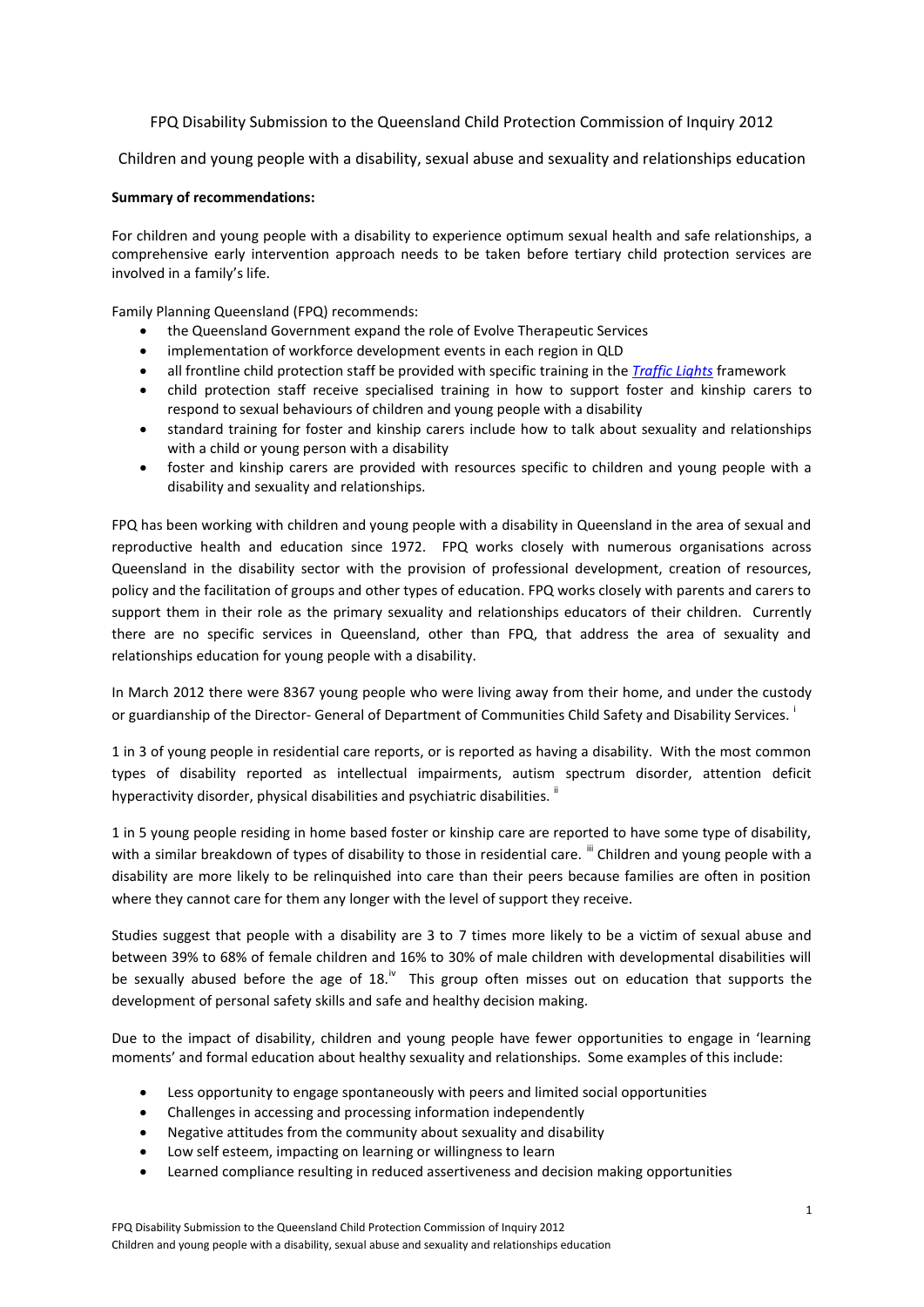# FPQ Disability Submission to the Queensland Child Protection Commission of Inquiry 2012

## Children and young people with a disability, sexual abuse and sexuality and relationships education

**Summary of recommendations:**

For children and young people with a disability to experience optimum sexual health and safe relationships, a comprehensive early intervention approach needs to be taken before tertiary child protection services are involved in a family's life.

Family Planning Queensland (FPQ) recommends:

- the Queensland Government expand the role of Evolve Therapeutic Services
- implementation of workforce development events in each region in QLD
- all frontline child protection staff be provided with specific training in the *Traffic Lights* framework
- child protection staff receive specialised training in how to support foster and kinship carers to respond to sexual behaviours of children and young people with a disability
- standard training for foster and kinship carers include how to talk about sexuality and relationships with a child or young person with a disability
- foster and kinship carers are provided with resources specific to children and young people with a disability and sexuality and relationships.

FPQ has been working with children and young people with a disability in Queensland in the area of sexual and reproductive health and education since 1972. FPQ works closely with numerous organisations across Queensland in the disability sector with the provision of professional development, creation of resources, policy and the facilitation of groups and other types of education. FPQ works closely with parents and carers to support them in their role as the primary sexuality and relationships educators of their children. Currently there are no specific services in Queensland, other than FPQ, that address the area of sexuality and relationships education for young people with a disability.

In March 2012 there were 8367 young people who were living away from their home, and under the custody or guardianship of the Director- General of Department of Communities Child Safety and Disability Services. [i]

1 in 3 of young people in residential care reports, or is reported as having a disability. With the most common types of disability reported as intellectual impairments, autism spectrum disorder, attention deficit hyperactivity disorder, physical disabilities and psychiatric disabilities. [ii]

1 in 5 young people residing in home based foster or kinship care are reported to have some type of disability, with a similar breakdown of types of disability to those in residential care. [iii] Children and young people with a disability are more likely to be relinquished into care than their peers because families are often in position where they cannot care for them any longer with the level of support they receive.

Studies suggest that people with a disability are 3 to 7 times more likely to be a victim of sexual abuse and between 39% to 68% of female children and 16% to 30% of male children with developmental disabilities will be sexually abused before the age of 18.[iv] This group often misses out on education that supports the development of personal safety skills and safe and healthy decision making.

Due to the impact of disability, children and young people have fewer opportunities to engage in 'learning moments' and formal education about healthy sexuality and relationships. Some examples of this include:

- Less opportunity to engage spontaneously with peers and limited social opportunities
- Challenges in accessing and processing information independently
- Negative attitudes from the community about sexuality and disability
- Low self esteem, impacting on learning or willingness to learn
- Learned compliance resulting in reduced assertiveness and decision making opportunities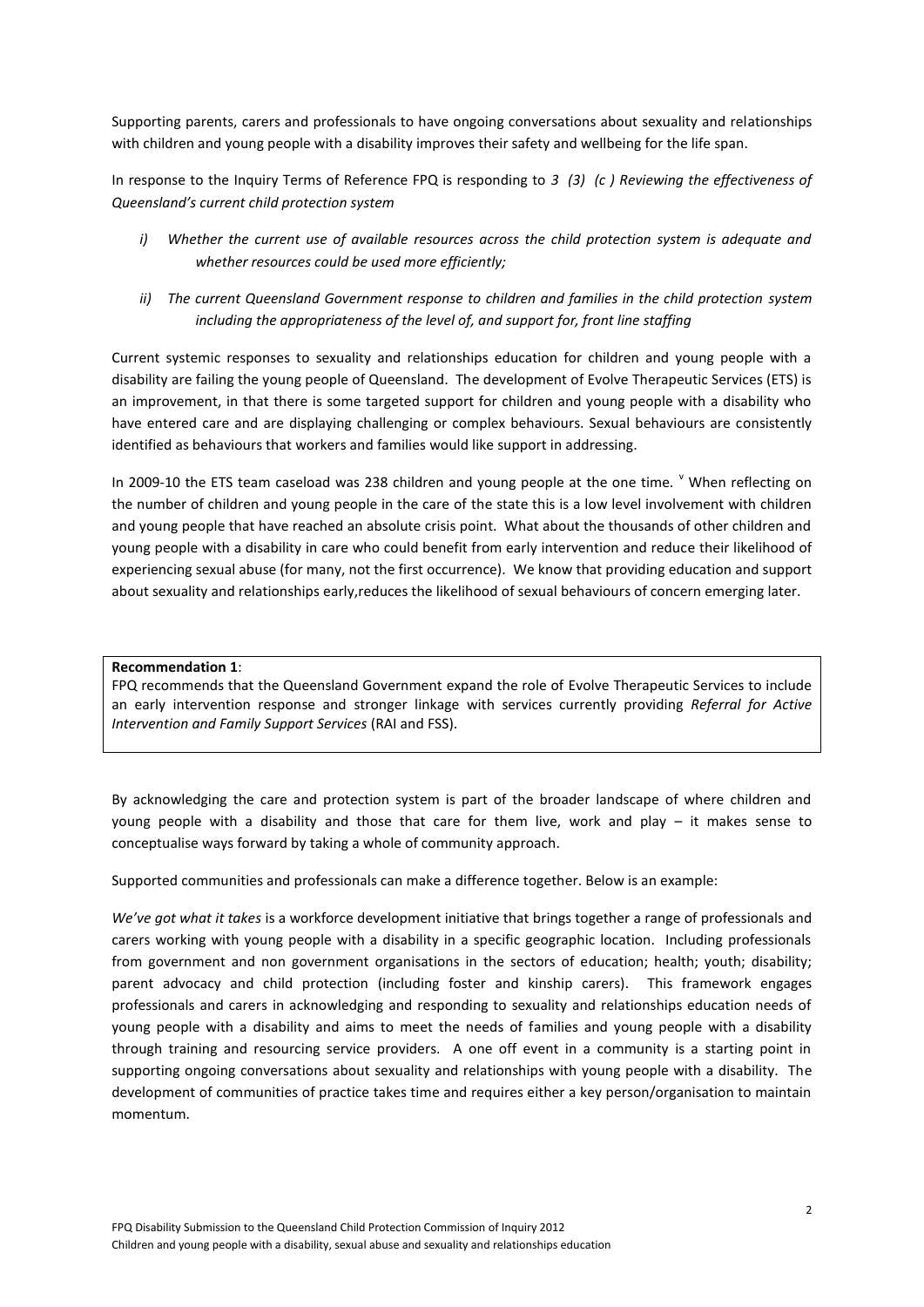Supporting parents, carers and professionals to have ongoing conversations about sexuality and relationships with children and young people with a disability improves their safety and wellbeing for the life span.

In response to the Inquiry Terms of Reference FPQ is responding to *3 (3) (c ) Reviewing the effectiveness of Queensland's current child protection system*

- *i) Whether the current use of available resources across the child protection system is adequate and whether resources could be used more efficiently;*
- *ii) The current Queensland Government response to children and families in the child protection system including the appropriateness of the level of, and support for, front line staffing*

Current systemic responses to sexuality and relationships education for children and young people with a disability are failing the young people of Queensland. The development of Evolve Therapeutic Services (ETS) is an improvement, in that there is some targeted support for children and young people with a disability who have entered care and are displaying challenging or complex behaviours. Sexual behaviours are consistently identified as behaviours that workers and families would like support in addressing.

In 2009-10 the ETS team caseload was 238 children and young people at the one time. [v] When reflecting on the number of children and young people in the care of the state this is a low level involvement with children and young people that have reached an absolute crisis point. What about the thousands of other children and young people with a disability in care who could benefit from early intervention and reduce their likelihood of experiencing sexual abuse (for many, not the first occurrence). We know that providing education and support about sexuality and relationships early,reduces the likelihood of sexual behaviours of concern emerging later.

**Recommendation 1**:
FPQ recommends that the Queensland Government expand the role of Evolve Therapeutic Services to include an early intervention response and stronger linkage with services currently providing *Referral for Active Intervention and Family Support Services* (RAI and FSS).

By acknowledging the care and protection system is part of the broader landscape of where children and young people with a disability and those that care for them live, work and play – it makes sense to conceptualise ways forward by taking a whole of community approach.

Supported communities and professionals can make a difference together. Below is an example:

*We've got what it takes* is a workforce development initiative that brings together a range of professionals and carers working with young people with a disability in a specific geographic location. Including professionals from government and non government organisations in the sectors of education; health; youth; disability; parent advocacy and child protection (including foster and kinship carers). This framework engages professionals and carers in acknowledging and responding to sexuality and relationships education needs of young people with a disability and aims to meet the needs of families and young people with a disability through training and resourcing service providers. A one off event in a community is a starting point in supporting ongoing conversations about sexuality and relationships with young people with a disability. The development of communities of practice takes time and requires either a key person/organisation to maintain momentum.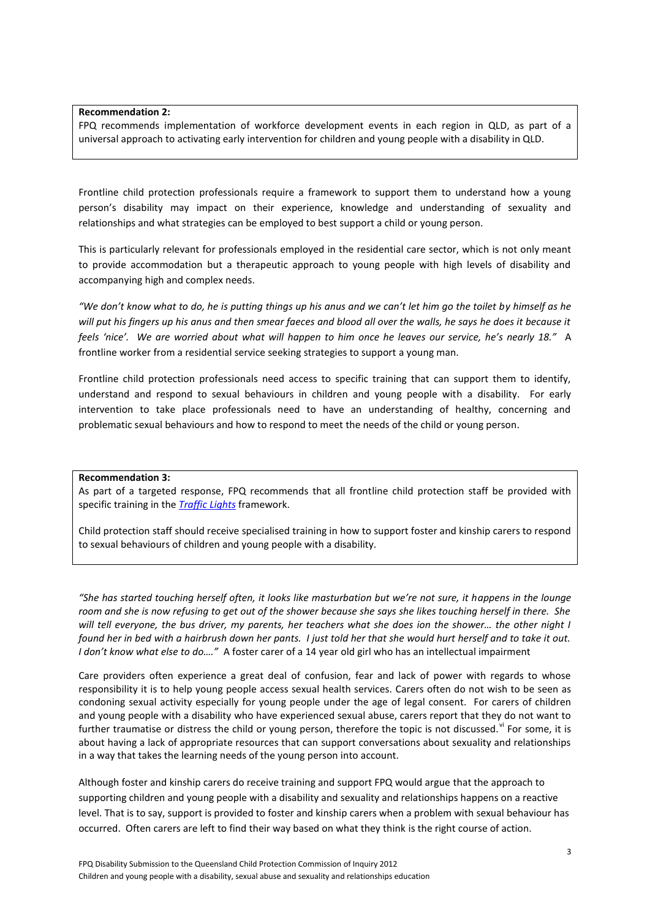**Recommendation 2:**

FPQ recommends implementation of workforce development events in each region in QLD, as part of a universal approach to activating early intervention for children and young people with a disability in QLD.

Frontline child protection professionals require a framework to support them to understand how a young person's disability may impact on their experience, knowledge and understanding of sexuality and relationships and what strategies can be employed to best support a child or young person.

This is particularly relevant for professionals employed in the residential care sector, which is not only meant to provide accommodation but a therapeutic approach to young people with high levels of disability and accompanying high and complex needs.

*"We don't know what to do, he is putting things up his anus and we can't let him go the toilet by himself as he will put his fingers up his anus and then smear faeces and blood all over the walls, he says he does it because it feels 'nice'. We are worried about what will happen to him once he leaves our service, he's nearly 18."* A frontline worker from a residential service seeking strategies to support a young man.

Frontline child protection professionals need access to specific training that can support them to identify, understand and respond to sexual behaviours in children and young people with a disability. For early intervention to take place professionals need to have an understanding of healthy, concerning and problematic sexual behaviours and how to respond to meet the needs of the child or young person.

**Recommendation 3:**

As part of a targeted response, FPQ recommends that all frontline child protection staff be provided with specific training in the *Traffic Lights* framework.

Child protection staff should receive specialised training in how to support foster and kinship carers to respond to sexual behaviours of children and young people with a disability.

*"She has started touching herself often, it looks like masturbation but we're not sure, it happens in the lounge room and she is now refusing to get out of the shower because she says she likes touching herself in there. She will tell everyone, the bus driver, my parents, her teachers what she does ion the shower… the other night I found her in bed with a hairbrush down her pants. I just told her that she would hurt herself and to take it out. I don't know what else to do…."* A foster carer of a 14 year old girl who has an intellectual impairment

Care providers often experience a great deal of confusion, fear and lack of power with regards to whose responsibility it is to help young people access sexual health services. Carers often do not wish to be seen as condoning sexual activity especially for young people under the age of legal consent. For carers of children and young people with a disability who have experienced sexual abuse, carers report that they do not want to further traumatise or distress the child or young person, therefore the topic is not discussed.[vi] For some, it is about having a lack of appropriate resources that can support conversations about sexuality and relationships in a way that takes the learning needs of the young person into account.

Although foster and kinship carers do receive training and support FPQ would argue that the approach to supporting children and young people with a disability and sexuality and relationships happens on a reactive level. That is to say, support is provided to foster and kinship carers when a problem with sexual behaviour has occurred. Often carers are left to find their way based on what they think is the right course of action.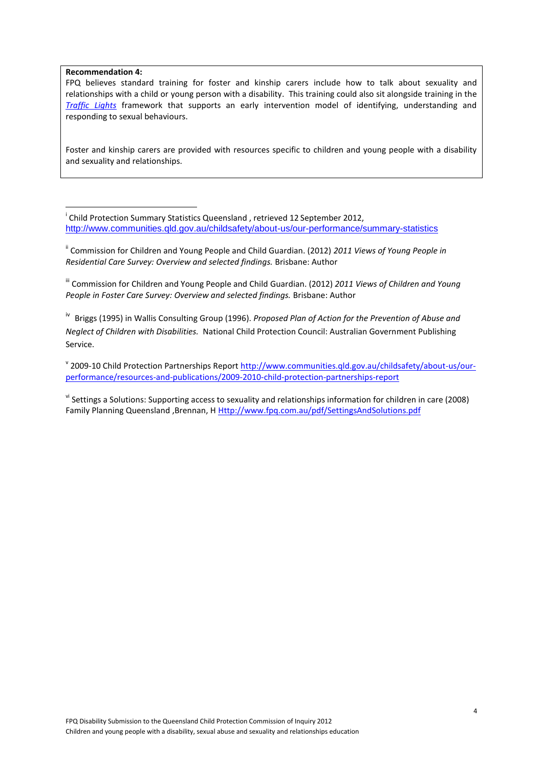**Recommendation 4:**

FPQ believes standard training for foster and kinship carers include how to talk about sexuality and relationships with a child or young person with a disability. This training could also sit alongside training in the *Traffic Lights* framework that supports an early intervention model of identifying, understanding and responding to sexual behaviours.

Foster and kinship carers are provided with resources specific to children and young people with a disability and sexuality and relationships.

---

[i] Child Protection Summary Statistics Queensland , retrieved 12 September 2012, http://www.communities.qld.gov.au/childsafety/about-us/our-performance/summary-statistics

[ii] Commission for Children and Young People and Child Guardian. (2012) *2011 Views of Young People in Residential Care Survey: Overview and selected findings.* Brisbane: Author

[iii] Commission for Children and Young People and Child Guardian. (2012) *2011 Views of Children and Young People in Foster Care Survey: Overview and selected findings.* Brisbane: Author

[iv] Briggs (1995) in Wallis Consulting Group (1996). *Proposed Plan of Action for the Prevention of Abuse and Neglect of Children with Disabilities.* National Child Protection Council: Australian Government Publishing Service.

[v] 2009-10 Child Protection Partnerships Report http://www.communities.qld.gov.au/childsafety/about-us/our-performance/resources-and-publications/2009-2010-child-protection-partnerships-report

[vi] Settings a Solutions: Supporting access to sexuality and relationships information for children in care (2008) Family Planning Queensland ,Brennan, H Http://www.fpq.com.au/pdf/SettingsAndSolutions.pdf